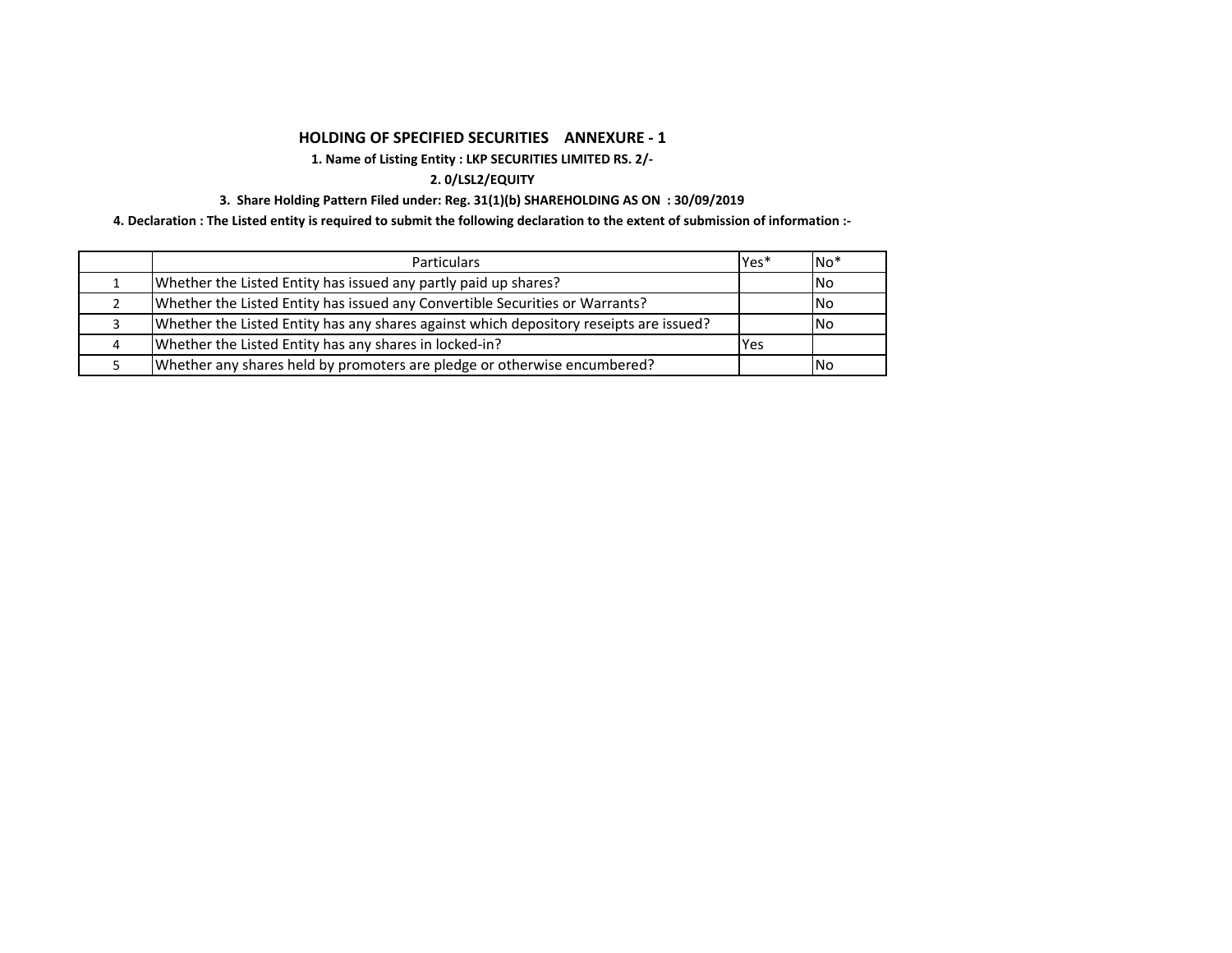# HOLDING OF SPECIFIED SECURITIES    ANNEXURE - 1

**1. Name of Listing Entity : LKP SECURITIES LIMITED RS. 2/-**

**2. 0/LSL2/EQUITY**

**3. Share Holding Pattern Filed under: Reg. 31(1)(b) SHAREHOLDING AS ON : 30/09/2019**

**4. Declaration : The Listed entity is required to submit the following declaration to the extent of submission of information :-**

| | Particulars | Yes* | No* |
|---|---|---|---|
| 1 | Whether the Listed Entity has issued any partly paid up shares? | | No |
| 2 | Whether the Listed Entity has issued any Convertible Securities or Warrants? | | No |
| 3 | Whether the Listed Entity has any shares against which depository reseipts are issued? | | No |
| 4 | Whether the Listed Entity has any shares in locked-in? | Yes | |
| 5 | Whether any shares held by promoters are pledge or otherwise encumbered? | | No |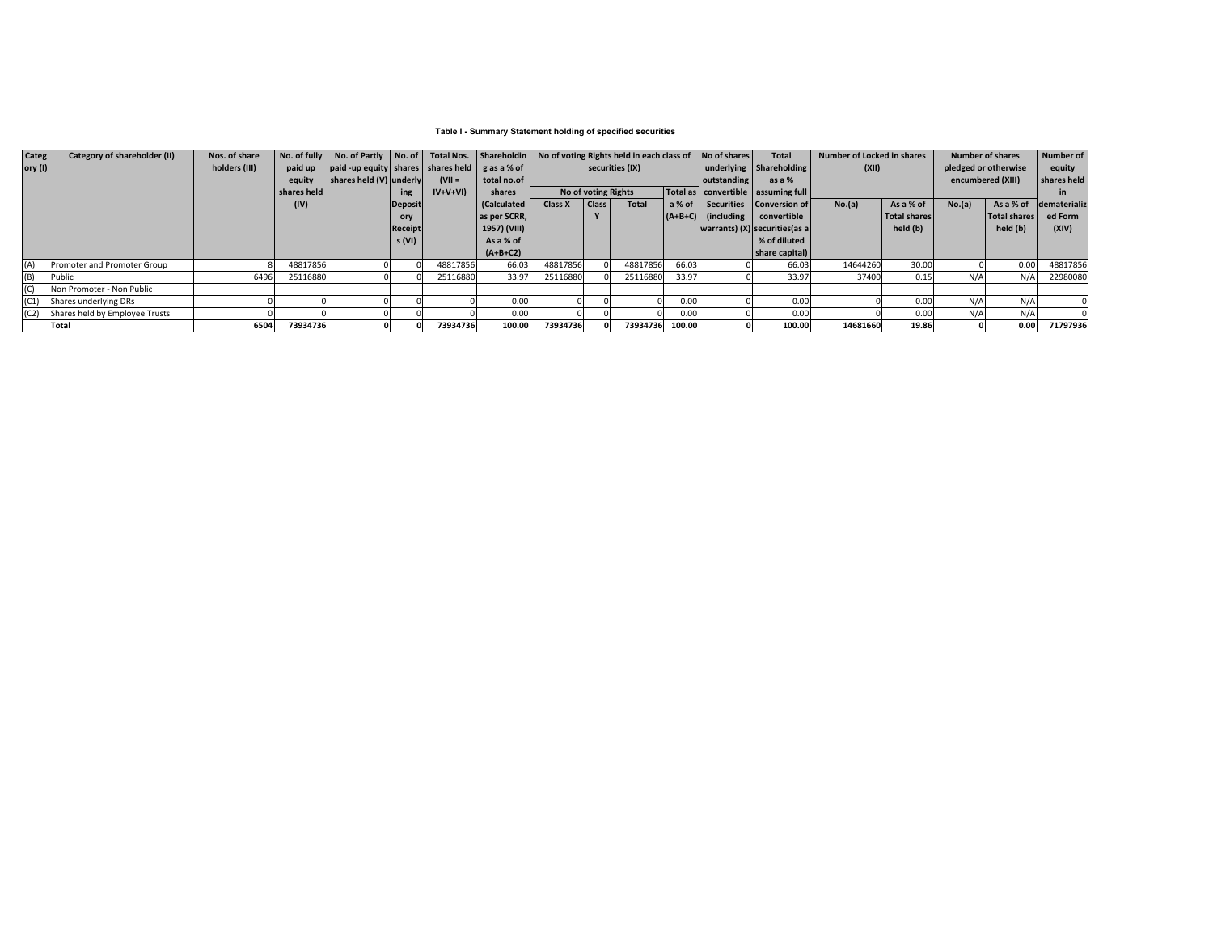**Table I - Summary Statement holding of specified securities**

| Category (I) | Category of shareholder (II) | Nos. of share holders (III) | No. of fully paid up equity shares held (IV) | No. of Partly paid -up equity shares held (V) | No. of shares underlying Depository Receipts (VI) | Total Nos. shares held (VII = IV+V+VI) | Shareholding as a % of total no.of shares (Calculated as per SCRR, 1957) (VIII) As a % of (A+B+C2) | No of voting Rights held in each class of securities (IX) | | | | No of shares underlying outstanding convertible Securities (including warrants) (X) | Total Shareholding as a % assuming full Conversion of convertible securities(as a % of diluted share capital) | Number of Locked in shares (XII) | | Number of shares pledged or otherwise encumbered (XIII) | | Number of equity shares held in dematerialized Form (XIV) |
|---|---|---|---|---|---|---|---|---|---|---|---|---|---|---|---|---|---|---|
| | | | | | | | | No of voting Rights | | | Total as a % of (A+B+C) | | | No.(a) | As a % of Total shares held (b) | No.(a) | As a % of Total shares held (b) | |
| | | | | | | | | Class X | Class Y | Total | | | | | | | | |
| (A) | Promoter and Promoter Group | 8 | 48817856 | 0 | 0 | 48817856 | 66.03 | 48817856 | 0 | 48817856 | 66.03 | 0 | 66.03 | 14644260 | 30.00 | 0 | 0.00 | 48817856 |
| (B) | Public | 6496 | 25116880 | 0 | 0 | 25116880 | 33.97 | 25116880 | 0 | 25116880 | 33.97 | 0 | 33.97 | 37400 | 0.15 | N/A | N/A | 22980080 |
| (C) | Non Promoter - Non Public | | | | | | | | | | | | | | | | | |
| (C1) | Shares underlying DRs | 0 | 0 | 0 | 0 | 0 | 0.00 | 0 | 0 | 0 | 0.00 | 0 | 0.00 | 0 | 0.00 | N/A | N/A | 0 |
| (C2) | Shares held by Employee Trusts | 0 | 0 | 0 | 0 | 0 | 0.00 | 0 | 0 | 0 | 0.00 | 0 | 0.00 | 0 | 0.00 | N/A | N/A | 0 |
| | **Total** | **6504** | **73934736** | **0** | **0** | **73934736** | **100.00** | **73934736** | **0** | **73934736** | **100.00** | **0** | **100.00** | **14681660** | **19.86** | **0** | **0.00** | **71797936** |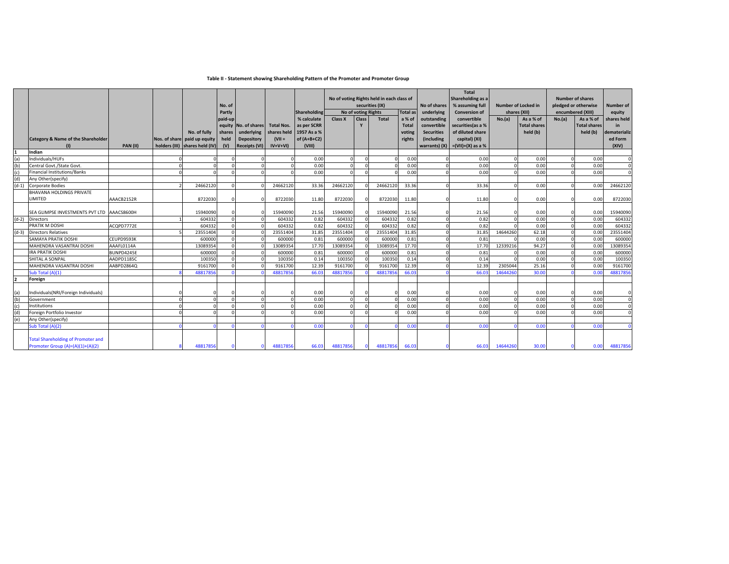### Table II - Statement showing Shareholding Pattern of the Promoter and Promoter Group

| | Category & Name of the Shareholder (I) | PAN (II) | Nos. of share holders (III) | No. of fully paid up equity shares held (IV) | No. of Partly paid-up equity shares held (V) | No. of shares underlying Depository Receipts (VI) | Total Nos. shares held (VII = IV+V+VI) | Shareholding % calculate as per SCRR 1957 As a % of (A+B+C2) (VIII) | No of voting Rights held in each class of securities (IX) | | | | No of shares underlying outstanding convertible Securities (including warrants) (X) | Total Shareholding as a % assuming full Conversion of convertible securities(as a % of diluted share capital) (XI) =(VII)+(X) as a % | Number of Locked in shares (XII) | | Number of shares pledged or otherwise encumbered (XIII) | | Number of equity shares held in dematerialized Form (XIV) |
|---|---|---|---|---|---|---|---|---|---|---|---|---|---|---|---|---|---|---|---|
| | | | | | | | | | No of voting Rights | | | Total as a % of Total voting rights | | | No.(a) | As a % of Total shares held (b) | No.(a) | As a % of Total shares held (b) | |
| | | | | | | | | | Class X | Class Y | Total | | | | | | | | |
| 1 | Indian | | | | | | | | | | | | | | | | | | |
| (a) | Individuals/HUFs | | 0 | 0 | 0 | 0 | 0 | 0.00 | 0 | 0 | 0 | 0.00 | 0 | 0.00 | 0 | 0.00 | 0 | 0.00 | 0 |
| (b) | Central Govt./State Govt. | | 0 | 0 | 0 | 0 | 0 | 0.00 | 0 | 0 | 0 | 0.00 | 0 | 0.00 | 0 | 0.00 | 0 | 0.00 | 0 |
| (c) | Financial Institutions/Banks | | 0 | 0 | 0 | 0 | 0 | 0.00 | 0 | 0 | 0 | 0.00 | 0 | 0.00 | 0 | 0.00 | 0 | 0.00 | 0 |
| (d) | Any Other(specify) | | | | | | | | | | | | | | | | | | |
| (d-1) | Corporate Bodies | | 2 | 24662120 | 0 | 0 | 24662120 | 33.36 | 24662120 | 0 | 24662120 | 33.36 | 0 | 33.36 | 0 | 0.00 | 0 | 0.00 | 24662120 |
| | BHAVANA HOLDINGS PRIVATE LIMITED | AAACB2152R | | 8722030 | 0 | 0 | 8722030 | 11.80 | 8722030 | 0 | 8722030 | 11.80 | 0 | 11.80 | 0 | 0.00 | 0 | 0.00 | 8722030 |
| | SEA GLIMPSE INVESTMENTS PVT LTD | AAACS8600H | | 15940090 | 0 | 0 | 15940090 | 21.56 | 15940090 | 0 | 15940090 | 21.56 | 0 | 21.56 | 0 | 0.00 | 0 | 0.00 | 15940090 |
| (d-2) | Directors | | 1 | 604332 | 0 | 0 | 604332 | 0.82 | 604332 | 0 | 604332 | 0.82 | 0 | 0.82 | 0 | 0.00 | 0 | 0.00 | 604332 |
| | PRATIK M DOSHI | ACQPD7772E | | 604332 | 0 | 0 | 604332 | 0.82 | 604332 | 0 | 604332 | 0.82 | 0 | 0.82 | 0 | 0.00 | 0 | 0.00 | 604332 |
| (d-3) | Directors Relatives | | 5 | 23551404 | 0 | 0 | 23551404 | 31.85 | 23551404 | 0 | 23551404 | 31.85 | 0 | 31.85 | 14644260 | 62.18 | 0 | 0.00 | 23551404 |
| | SAMAYA PRATIK DOSHI | CEUPD9593K | | 600000 | 0 | 0 | 600000 | 0.81 | 600000 | 0 | 600000 | 0.81 | 0 | 0.81 | 0 | 0.00 | 0 | 0.00 | 600000 |
| | MAHENDRA VASANTRAI DOSHI | AAAFL0114A | | 13089354 | 0 | 0 | 13089354 | 17.70 | 13089354 | 0 | 13089354 | 17.70 | 0 | 17.70 | 12339216 | 94.27 | 0 | 0.00 | 13089354 |
| | IRA PRATIK DOSHI | BUNPD4245E | | 600000 | 0 | 0 | 600000 | 0.81 | 600000 | 0 | 600000 | 0.81 | 0 | 0.81 | 0 | 0.00 | 0 | 0.00 | 600000 |
| | SHITAL A SONPAL | AADPD1185C | | 100350 | 0 | 0 | 100350 | 0.14 | 100350 | 0 | 100350 | 0.14 | 0 | 0.14 | 0 | 0.00 | 0 | 0.00 | 100350 |
| | MAHENDRA VASANTRAI DOSHI | AABPD2864Q | | 9161700 | 0 | 0 | 9161700 | 12.39 | 9161700 | 0 | 9161700 | 12.39 | 0 | 12.39 | 2305044 | 25.16 | 0 | 0.00 | 9161700 |
| | Sub Total (A)(1) | | 8 | 48817856 | 0 | 0 | 48817856 | 66.03 | 48817856 | 0 | 48817856 | 66.03 | 0 | 66.03 | 14644260 | 30.00 | 0 | 0.00 | 48817856 |
| 2 | Foreign | | | | | | | | | | | | | | | | | | |
| (a) | Individuals(NRI/Foreign Individuals) | | 0 | 0 | 0 | 0 | 0 | 0.00 | 0 | 0 | 0 | 0.00 | 0 | 0.00 | 0 | 0.00 | 0 | 0.00 | 0 |
| (b) | Government | | 0 | 0 | 0 | 0 | 0 | 0.00 | 0 | 0 | 0 | 0.00 | 0 | 0.00 | 0 | 0.00 | 0 | 0.00 | 0 |
| (c) | Institutions | | 0 | 0 | 0 | 0 | 0 | 0.00 | 0 | 0 | 0 | 0.00 | 0 | 0.00 | 0 | 0.00 | 0 | 0.00 | 0 |
| (d) | Foreign Portfolio Investor | | 0 | 0 | 0 | 0 | 0 | 0.00 | 0 | 0 | 0 | 0.00 | 0 | 0.00 | 0 | 0.00 | 0 | 0.00 | 0 |
| (e) | Any Other(specify) | | | | | | | | | | | | | | | | | | |
| | Sub Total (A)(2) | | 0 | 0 | 0 | 0 | 0 | 0.00 | 0 | 0 | 0 | 0.00 | 0 | 0.00 | 0 | 0.00 | 0 | 0.00 | 0 |
| | Total Shareholding of Promoter and Promoter Group (A)=(A)(1)+(A)(2) | | 8 | 48817856 | 0 | 0 | 48817856 | 66.03 | 48817856 | 0 | 48817856 | 66.03 | 0 | 66.03 | 14644260 | 30.00 | 0 | 0.00 | 48817856 |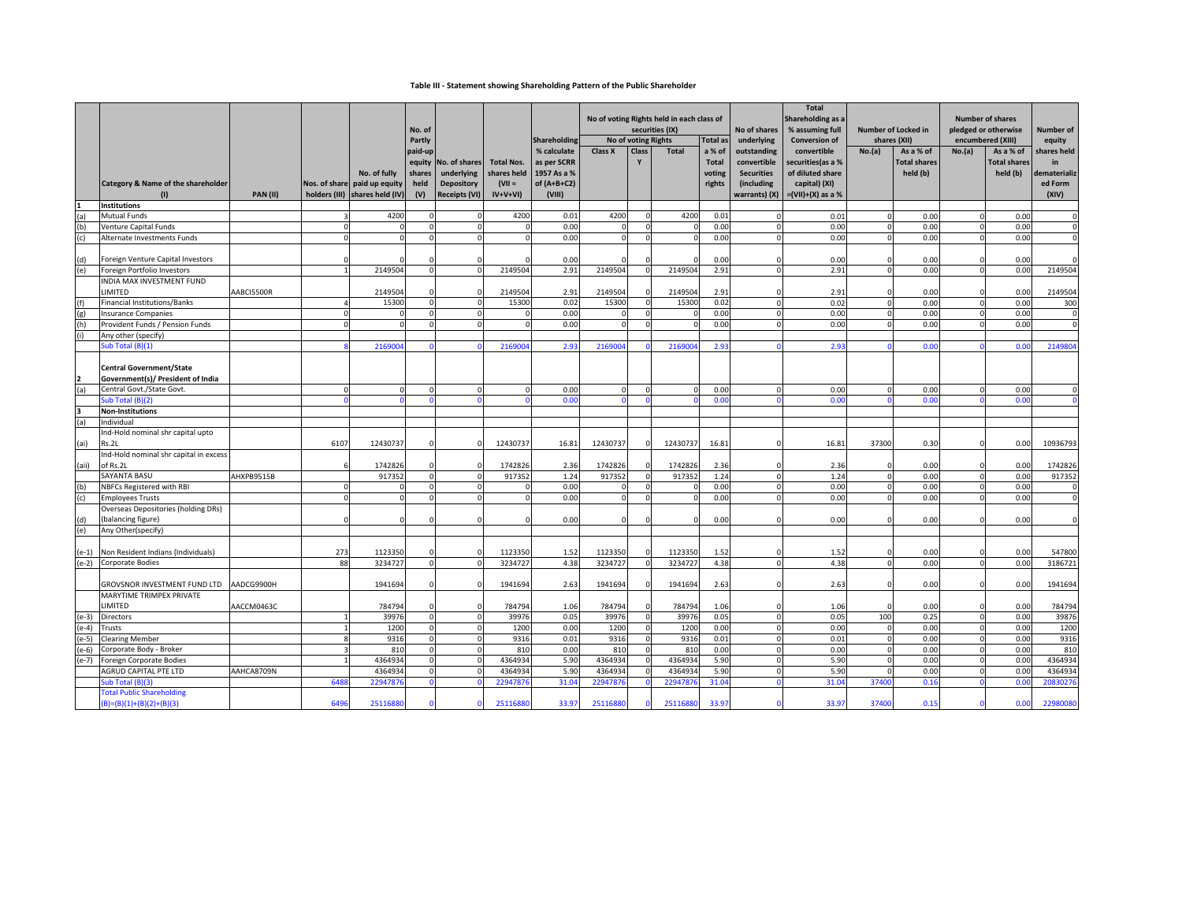## Table III - Statement showing Shareholding Pattern of the Public Shareholder

| | Category & Name of the shareholder (I) | PAN (II) | Nos. of share holders (III) | No. of fully paid up equity shares held (IV) | No. of Partly paid-up equity shares held (V) | No. of shares underlying Depository Receipts (VI) | Total Nos. shares held (VII = IV+V+VI) | Shareholding % calculate as per SCRR 1957 As a % of (A+B+C2) (VIII) | No of voting Rights held in each class of securities (IX) | | | | No of shares underlying outstanding convertible Securities (including warrants) (X) | Total Shareholding as a % assuming full Conversion of convertible securities(as a % of diluted share capital) (XI) =(VII)+(X) as a % | Number of Locked in shares (XII) | | Number of shares pledged or otherwise encumbered (XIII) | | Number of equity shares held in dematerialized Form (XIV) |
|---|---|---|---|---|---|---|---|---|---|---|---|---|---|---|---|---|---|---|---|
| | | | | | | | | | No of voting Rights | | | Total as a % of Total voting rights | | | | | | | |
| | | | | | | | | | Class X | Class Y | Total | | | | No.(a) | As a % of Total shares held (b) | No.(a) | As a % of Total shares held (b) | |
| 1 | **Institutions** | | | | | | | | | | | | | | | | | | |
| (a) | Mutual Funds | | 3 | 4200 | 0 | 0 | 4200 | 0.01 | 4200 | 0 | 4200 | 0.01 | 0 | 0.01 | 0 | 0.00 | 0 | 0.00 | 0 |
| (b) | Venture Capital Funds | | 0 | 0 | 0 | 0 | 0 | 0.00 | 0 | 0 | 0 | 0.00 | 0 | 0.00 | 0 | 0.00 | 0 | 0.00 | 0 |
| (c) | Alternate Investments Funds | | 0 | 0 | 0 | 0 | 0 | 0.00 | 0 | 0 | 0 | 0.00 | 0 | 0.00 | 0 | 0.00 | 0 | 0.00 | 0 |
| (d) | Foreign Venture Capital Investors | | 0 | 0 | 0 | 0 | 0 | 0.00 | 0 | 0 | 0 | 0.00 | 0 | 0.00 | 0 | 0.00 | 0 | 0.00 | 0 |
| (e) | Foreign Portfolio Investors | | 1 | 2149504 | 0 | 0 | 2149504 | 2.91 | 2149504 | 0 | 2149504 | 2.91 | 0 | 2.91 | 0 | 0.00 | 0 | 0.00 | 2149504 |
| | INDIA MAX INVESTMENT FUND LIMITED | AABCI5500R | | 2149504 | 0 | 0 | 2149504 | 2.91 | 2149504 | 0 | 2149504 | 2.91 | 0 | 2.91 | 0 | 0.00 | 0 | 0.00 | 2149504 |
| (f) | Financial Institutions/Banks | | 4 | 15300 | 0 | 0 | 15300 | 0.02 | 15300 | 0 | 15300 | 0.02 | 0 | 0.02 | 0 | 0.00 | 0 | 0.00 | 300 |
| (g) | Insurance Companies | | 0 | 0 | 0 | 0 | 0 | 0.00 | 0 | 0 | 0 | 0.00 | 0 | 0.00 | 0 | 0.00 | 0 | 0.00 | 0 |
| (h) | Provident Funds / Pension Funds | | 0 | 0 | 0 | 0 | 0 | 0.00 | 0 | 0 | 0 | 0.00 | 0 | 0.00 | 0 | 0.00 | 0 | 0.00 | 0 |
| (i) | Any other (specify) | | | | | | | | | | | | | | | | | | |
| | Sub Total (B)(1) | | 8 | 2169004 | 0 | 0 | 2169004 | 2.93 | 2169004 | 0 | 2169004 | 2.93 | 0 | 2.93 | 0 | 0.00 | 0 | 0.00 | 2149804 |
| 2 | **Central Government/State Government(s)/ President of India** | | | | | | | | | | | | | | | | | | |
| (a) | Central Govt./State Govt. | | 0 | 0 | 0 | 0 | 0 | 0.00 | 0 | 0 | 0 | 0.00 | 0 | 0.00 | 0 | 0.00 | 0 | 0.00 | 0 |
| | Sub Total (B)(2) | | 0 | 0 | 0 | 0 | 0 | 0.00 | 0 | 0 | 0 | 0.00 | 0 | 0.00 | 0 | 0.00 | 0 | 0.00 | 0 |
| 3 | **Non-Institutions** | | | | | | | | | | | | | | | | | | |
| (a) | Individual | | | | | | | | | | | | | | | | | | |
| (ai) | Ind-Hold nominal shr capital upto Rs.2L | | 6107 | 12430737 | 0 | 0 | 12430737 | 16.81 | 12430737 | 0 | 12430737 | 16.81 | 0 | 16.81 | 37300 | 0.30 | 0 | 0.00 | 10936793 |
| (aii) | Ind-Hold nominal shr capital in excess of Rs.2L | | 6 | 1742826 | 0 | 0 | 1742826 | 2.36 | 1742826 | 0 | 1742826 | 2.36 | 0 | 2.36 | 0 | 0.00 | 0 | 0.00 | 1742826 |
| | SAYANTA BASU | AHXPB9515B | | 917352 | 0 | 0 | 917352 | 1.24 | 917352 | 0 | 917352 | 1.24 | 0 | 1.24 | 0 | 0.00 | 0 | 0.00 | 917352 |
| (b) | NBFCs Registered with RBI | | 0 | 0 | 0 | 0 | 0 | 0.00 | 0 | 0 | 0 | 0.00 | 0 | 0.00 | 0 | 0.00 | 0 | 0.00 | 0 |
| (c) | Employees Trusts | | 0 | 0 | 0 | 0 | 0 | 0.00 | 0 | 0 | 0 | 0.00 | 0 | 0.00 | 0 | 0.00 | 0 | 0.00 | 0 |
| (d) | Overseas Depositories (holding DRs) (balancing figure) | | 0 | 0 | 0 | 0 | 0 | 0.00 | 0 | 0 | 0 | 0.00 | 0 | 0.00 | 0 | 0.00 | 0 | 0.00 | 0 |
| (e) | Any Other(specify) | | | | | | | | | | | | | | | | | | |
| (e-1) | Non Resident Indians (Individuals) | | 273 | 1123350 | 0 | 0 | 1123350 | 1.52 | 1123350 | 0 | 1123350 | 1.52 | 0 | 1.52 | 0 | 0.00 | 0 | 0.00 | 547800 |
| (e-2) | Corporate Bodies | | 88 | 3234727 | 0 | 0 | 3234727 | 4.38 | 3234727 | 0 | 3234727 | 4.38 | 0 | 4.38 | 0 | 0.00 | 0 | 0.00 | 3186721 |
| | GROVSNOR INVESTMENT FUND LTD | AADCG9900H | | 1941694 | 0 | 0 | 1941694 | 2.63 | 1941694 | 0 | 1941694 | 2.63 | 0 | 2.63 | 0 | 0.00 | 0 | 0.00 | 1941694 |
| | MARYTIME TRIMPEX PRIVATE LIMITED | AACCM0463C | | 784794 | 0 | 0 | 784794 | 1.06 | 784794 | 0 | 784794 | 1.06 | 0 | 1.06 | 0 | 0.00 | 0 | 0.00 | 784794 |
| (e-3) | Directors | | 1 | 39976 | 0 | 0 | 39976 | 0.05 | 39976 | 0 | 39976 | 0.05 | 0 | 0.05 | 100 | 0.25 | 0 | 0.00 | 39876 |
| (e-4) | Trusts | | 1 | 1200 | 0 | 0 | 1200 | 0.00 | 1200 | 0 | 1200 | 0.00 | 0 | 0.00 | 0 | 0.00 | 0 | 0.00 | 1200 |
| (e-5) | Clearing Member | | 8 | 9316 | 0 | 0 | 9316 | 0.01 | 9316 | 0 | 9316 | 0.01 | 0 | 0.01 | 0 | 0.00 | 0 | 0.00 | 9316 |
| (e-6) | Corporate Body - Broker | | 3 | 810 | 0 | 0 | 810 | 0.00 | 810 | 0 | 810 | 0.00 | 0 | 0.00 | 0 | 0.00 | 0 | 0.00 | 810 |
| (e-7) | Foreign Corporate Bodies | | 1 | 4364934 | 0 | 0 | 4364934 | 5.90 | 4364934 | 0 | 4364934 | 5.90 | 0 | 5.90 | 0 | 0.00 | 0 | 0.00 | 4364934 |
| | AGRUD CAPITAL PTE LTD | AAHCA8709N | | 4364934 | 0 | 0 | 4364934 | 5.90 | 4364934 | 0 | 4364934 | 5.90 | 0 | 5.90 | 0 | 0.00 | 0 | 0.00 | 4364934 |
| | Sub Total (B)(3) | | 6488 | 22947876 | 0 | 0 | 22947876 | 31.04 | 22947876 | 0 | 22947876 | 31.04 | 0 | 31.04 | 37400 | 0.16 | 0 | 0.00 | 20830276 |
| | Total Public Shareholding (B)=(B)(1)+(B)(2)+(B)(3) | | 6496 | 25116880 | 0 | 0 | 25116880 | 33.97 | 25116880 | 0 | 25116880 | 33.97 | 0 | 33.97 | 37400 | 0.15 | 0 | 0.00 | 22980080 |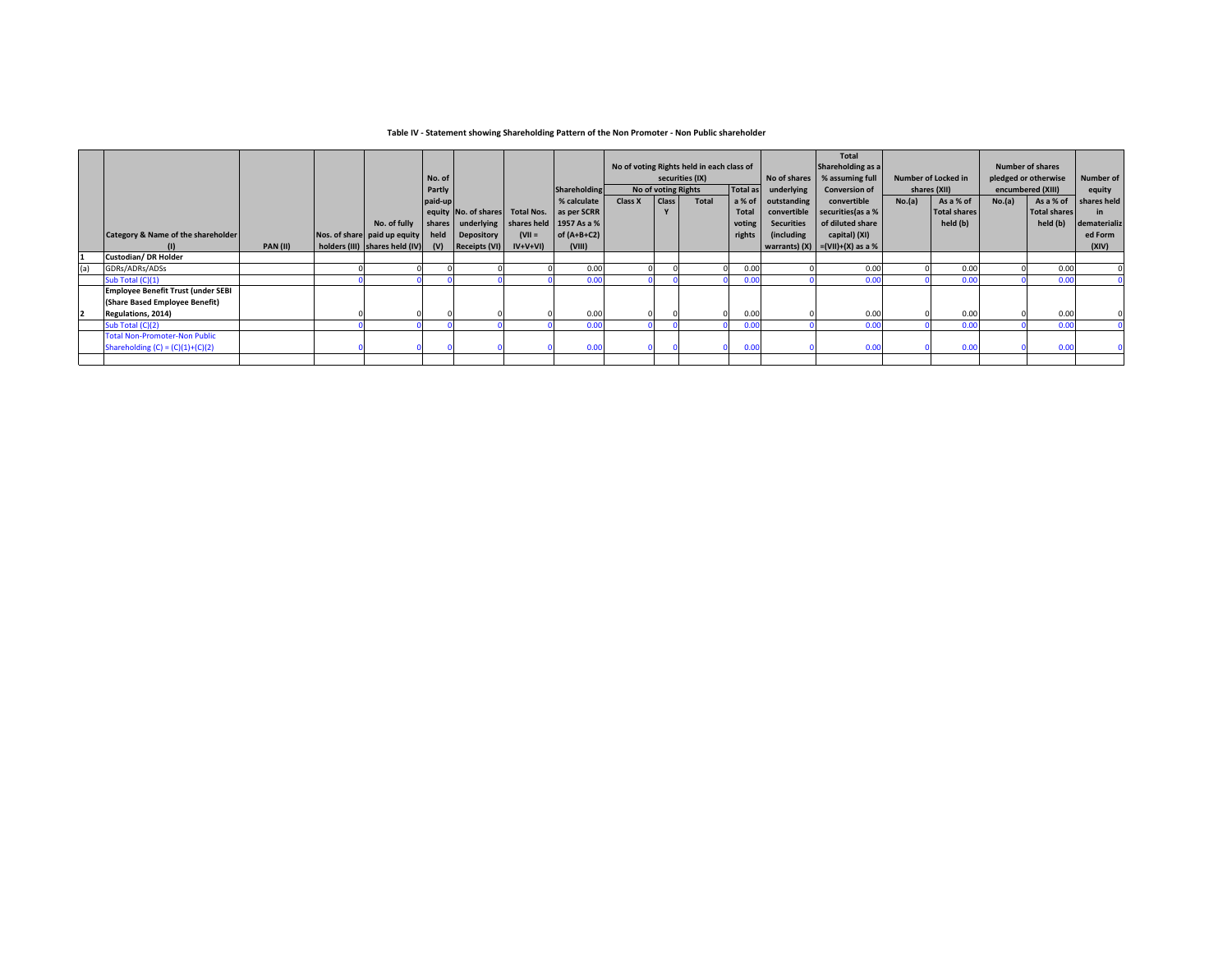Table IV - Statement showing Shareholding Pattern of the Non Promoter - Non Public shareholder

| | Category & Name of the shareholder (I) | PAN (II) | Nos. of share holders (III) | No. of fully paid up equity shares held (IV) | No. of Partly paid-up equity shares held (V) | No. of shares underlying Depository Receipts (VI) | Total Nos. shares held (VII = IV+V+VI) | Shareholding % calculate as per SCRR 1957 As a % of (A+B+C2) (VIII) | No of voting Rights held in each class of securities (IX) | | | | No of shares underlying outstanding convertible Securities (including warrants) (X) | Total Shareholding as a % assuming full Conversion of convertible securities(as a % of diluted share capital) (XI) =(VII)+(X) as a % | Number of Locked in shares (XII) | | Number of shares pledged or otherwise encumbered (XIII) | | Number of equity shares held in dematerialized Form (XIV) |
|---|---|---|---|---|---|---|---|---|---|---|---|---|---|---|---|---|---|---|---|
| | | | | | | | | | No of voting Rights | | | Total as a % of Total voting rights | | | No.(a) | As a % of Total shares held (b) | No.(a) | As a % of Total shares held (b) | |
| | | | | | | | | | Class X | Class Y | Total | | | | | | | | |
| 1 | Custodian/ DR Holder | | | | | | | | | | | | | | | | | | |
| (a) | GDRs/ADRs/ADSs | | 0 | 0 | 0 | 0 | 0 | 0.00 | 0 | 0 | 0 | 0.00 | 0 | 0.00 | 0 | 0.00 | 0 | 0.00 | 0 |
| | Sub Total (C)(1) | | 0 | 0 | 0 | 0 | 0 | 0.00 | 0 | 0 | 0 | 0.00 | 0 | 0.00 | 0 | 0.00 | 0 | 0.00 | 0 |
| 2 | Employee Benefit Trust (under SEBI (Share Based Employee Benefit) Regulations, 2014) | | 0 | 0 | 0 | 0 | 0 | 0.00 | 0 | 0 | 0 | 0.00 | 0 | 0.00 | 0 | 0.00 | 0 | 0.00 | 0 |
| | Sub Total (C)(2) | | 0 | 0 | 0 | 0 | 0 | 0.00 | 0 | 0 | 0 | 0.00 | 0 | 0.00 | 0 | 0.00 | 0 | 0.00 | 0 |
| | Total Non-Promoter-Non Public Shareholding (C) = (C)(1)+(C)(2) | | 0 | 0 | 0 | 0 | 0 | 0.00 | 0 | 0 | 0 | 0.00 | 0 | 0.00 | 0 | 0.00 | 0 | 0.00 | 0 |